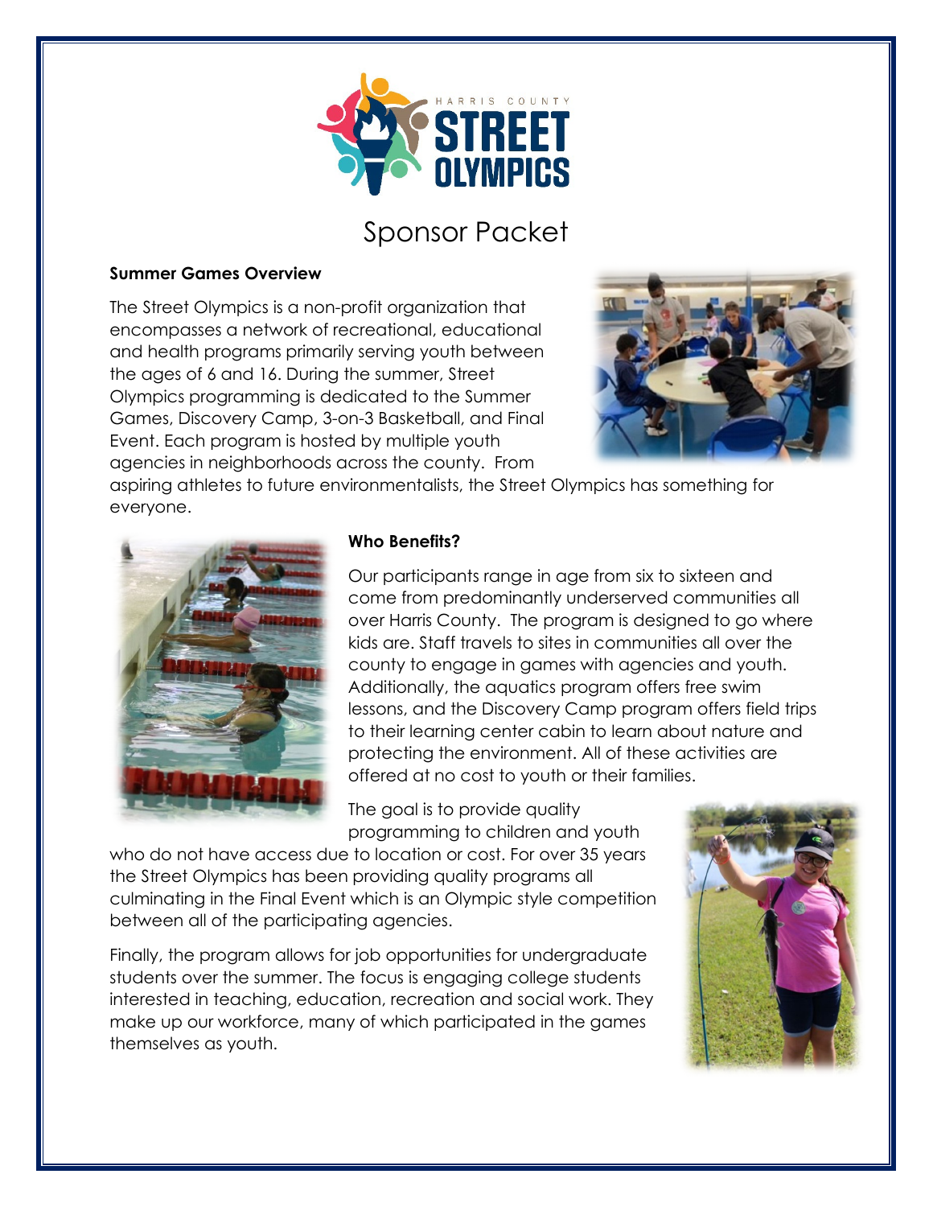HARRIS COUNTY STREET OLYMPICS

# Sponsor Packet

## Summer Games Overview

The Street Olympics is a non-profit organization that encompasses a network of recreational, educational and health programs primarily serving youth between the ages of 6 and 16. During the summer, Street Olympics programming is dedicated to the Summer Games, Discovery Camp, 3-on-3 Basketball, and Final Event. Each program is hosted by multiple youth agencies in neighborhoods across the county. From aspiring athletes to future environmentalists, the Street Olympics has something for everyone.

## Who Benefits?

Our participants range in age from six to sixteen and come from predominantly underserved communities all over Harris County. The program is designed to go where kids are. Staff travels to sites in communities all over the county to engage in games with agencies and youth. Additionally, the aquatics program offers free swim lessons, and the Discovery Camp program offers field trips to their learning center cabin to learn about nature and protecting the environment. All of these activities are offered at no cost to youth or their families.

The goal is to provide quality programming to children and youth who do not have access due to location or cost. For over 35 years the Street Olympics has been providing quality programs all culminating in the Final Event which is an Olympic style competition between all of the participating agencies.

Finally, the program allows for job opportunities for undergraduate students over the summer. The focus is engaging college students interested in teaching, education, recreation and social work. They make up our workforce, many of which participated in the games themselves as youth.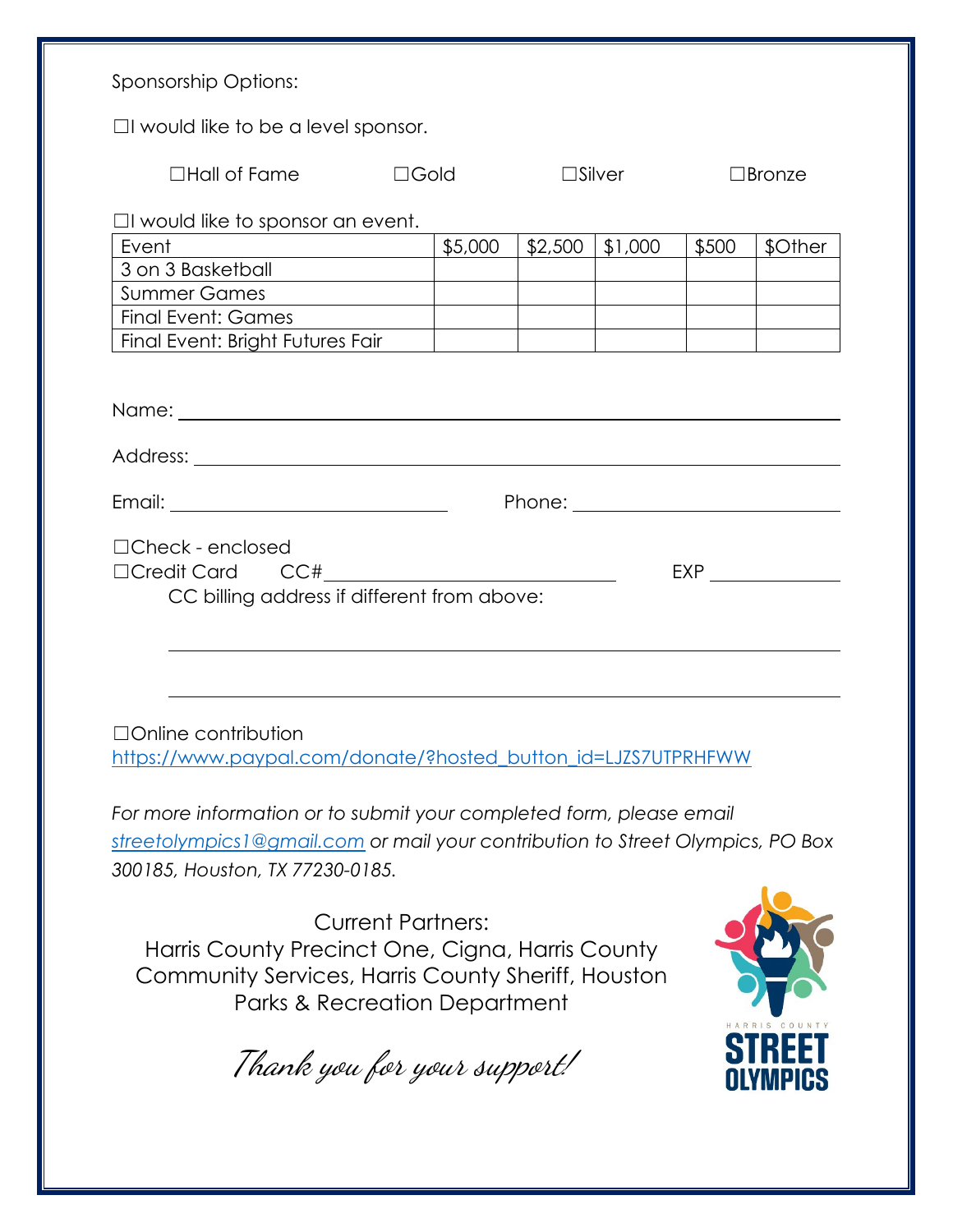Sponsorship Options:

☐I would like to be a level sponsor.

☐Hall of Fame ☐Gold ☐Silver ☐Bronze

☐I would like to sponsor an event.

| Event | $5,000 | $2,500 | $1,000 | $500 | $Other |
|---|---|---|---|---|---|
| 3 on 3 Basketball | | | | | |
| Summer Games | | | | | |
| Final Event: Games | | | | | |
| Final Event: Bright Futures Fair | | | | | |

Name: ____________________________________________

Address: ____________________________________________

Email: ______________________ Phone: ______________________

☐Check - enclosed
☐Credit Card CC#______________________ EXP __________
CC billing address if different from above:

____________________________________________

____________________________________________

☐Online contribution
https://www.paypal.com/donate/?hosted_button_id=LJZS7UTPRHFWW

*For more information or to submit your completed form, please email streetolympics1@gmail.com or mail your contribution to Street Olympics, PO Box 300185, Houston, TX 77230-0185.*

Current Partners:
Harris County Precinct One, Cigna, Harris County Community Services, Harris County Sheriff, Houston Parks & Recreation Department

*Thank you for your support!*

HARRIS COUNTY STREET OLYMPICS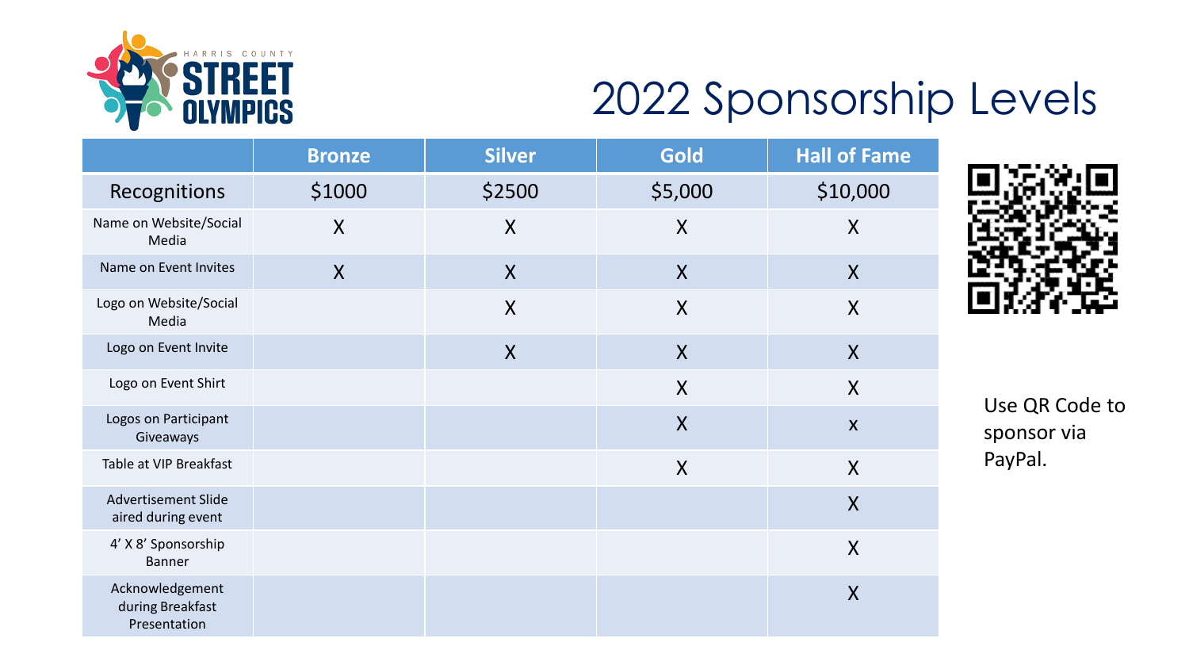HARRIS COUNTY STREET OLYMPICS

# 2022 Sponsorship Levels

| | Bronze | Silver | Gold | Hall of Fame |
|---|---|---|---|---|
| Recognitions | $1000 | $2500 | $5,000 | $10,000 |
| Name on Website/Social Media | X | X | X | X |
| Name on Event Invites | X | X | X | X |
| Logo on Website/Social Media | | X | X | X |
| Logo on Event Invite | | X | X | X |
| Logo on Event Shirt | | | X | X |
| Logos on Participant Giveaways | | | X | x |
| Table at VIP Breakfast | | | X | X |
| Advertisement Slide aired during event | | | | X |
| 4' X 8' Sponsorship Banner | | | | X |
| Acknowledgement during Breakfast Presentation | | | | X |

Use QR Code to sponsor via PayPal.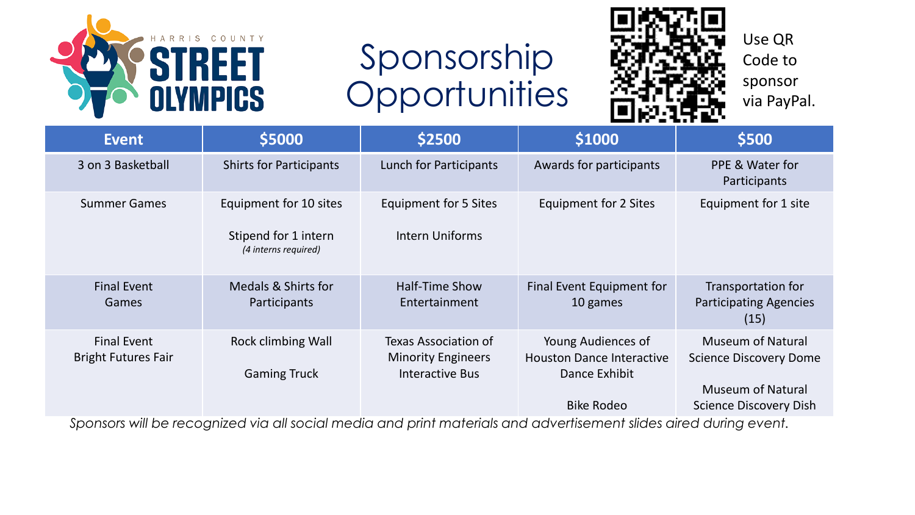HARRIS COUNTY STREET OLYMPICS

# Sponsorship Opportunities

Use QR Code to sponsor via PayPal.

| Event | $5000 | $2500 | $1000 | $500 |
| --- | --- | --- | --- | --- |
| 3 on 3 Basketball | Shirts for Participants | Lunch for Participants | Awards for participants | PPE & Water for Participants |
| Summer Games | Equipment for 10 sites<br><br>Stipend for 1 intern<br>*(4 interns required)* | Equipment for 5 Sites<br><br>Intern Uniforms | Equipment for 2 Sites | Equipment for 1 site |
| Final Event Games | Medals & Shirts for Participants | Half-Time Show Entertainment | Final Event Equipment for 10 games | Transportation for Participating Agencies (15) |
| Final Event Bright Futures Fair | Rock climbing Wall<br><br>Gaming Truck | Texas Association of Minority Engineers Interactive Bus | Young Audiences of Houston Dance Interactive Dance Exhibit<br><br>Bike Rodeo | Museum of Natural Science Discovery Dome<br><br>Museum of Natural Science Discovery Dish |

*Sponsors will be recognized via all social media and print materials and advertisement slides aired during event.*